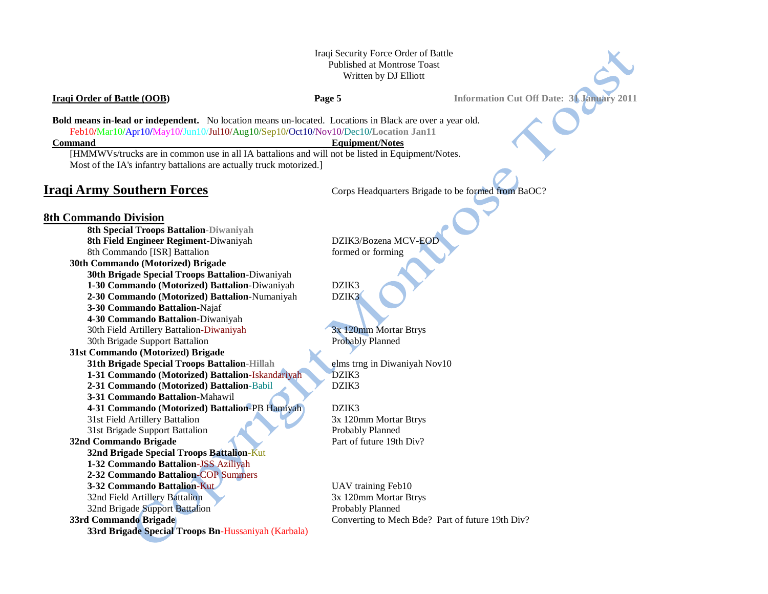Iraqi Security Force Order of Battle
Published at Montrose Toast
Written by DJ Elliott

**Iraqi Order of Battle (OOB)** | **Information Cut Off Date: 31 January 2011**

**Bold means in-lead or independent.** No location means un-located. Locations in Black are over a year old.
Feb10/Mar10/Apr10/May10/Jun10/Jul10/Aug10/Sep10/Oct10/Nov10/Dec10/**Location Jan11**

| Command | Equipment/Notes |
|---|---|
| [HMMWVs/trucks are in common use in all IA battalions and will not be listed in Equipment/Notes. Most of the IA's infantry battalions are actually truck motorized.] | |
| **Iraqi Army Southern Forces** | Corps Headquarters Brigade to be formed from BaOC? |
| **8th Commando Division** | |
| **8th Special Troops Battalion**-Diwaniyah | |
| **8th Field Engineer Regiment**-Diwaniyah | DZIK3/Bozena MCV-EOD |
| 8th Commando [ISR] Battalion | formed or forming |
| **30th Commando (Motorized) Brigade** | |
| **30th Brigade Special Troops Battalion**-Diwaniyah | |
| **1-30 Commando (Motorized) Battalion**-Diwaniyah | DZIK3 |
| **2-30 Commando (Motorized) Battalion**-Numaniyah | DZIK3 |
| **3-30 Commando Battalion**-Najaf | |
| **4-30 Commando Battalion**-Diwaniyah | |
| 30th Field Artillery Battalion-Diwaniyah | 3x 120mm Mortar Btrys |
| 30th Brigade Support Battalion | Probably Planned |
| **31st Commando (Motorized) Brigade** | |
| **31th Brigade Special Troops Battalion**-Hillah | elms trng in Diwaniyah Nov10 |
| **1-31 Commando (Motorized) Battalion**-Iskandariyah | DZIK3 |
| **2-31 Commando (Motorized) Battalion**-Babil | DZIK3 |
| **3-31 Commando Battalion**-Mahawil | |
| **4-31 Commando (Motorized) Battalion**-PB Hamiyah | DZIK3 |
| 31st Field Artillery Battalion | 3x 120mm Mortar Btrys |
| 31st Brigade Support Battalion | Probably Planned |
| **32nd Commando Brigade** | Part of future 19th Div? |
| **32nd Brigade Special Troops Battalion**-Kut | |
| **1-32 Commando Battalion**-JSS Aziliyah | |
| **2-32 Commando Battalion**-COP Summers | |
| **3-32 Commando Battalion**-Kut | UAV training Feb10 |
| 32nd Field Artillery Battalion | 3x 120mm Mortar Btrys |
| 32nd Brigade Support Battalion | Probably Planned |
| **33rd Commando Brigade** | Converting to Mech Bde? Part of future 19th Div? |
| **33rd Brigade Special Troops Bn**-Hussaniyah (Karbala) | |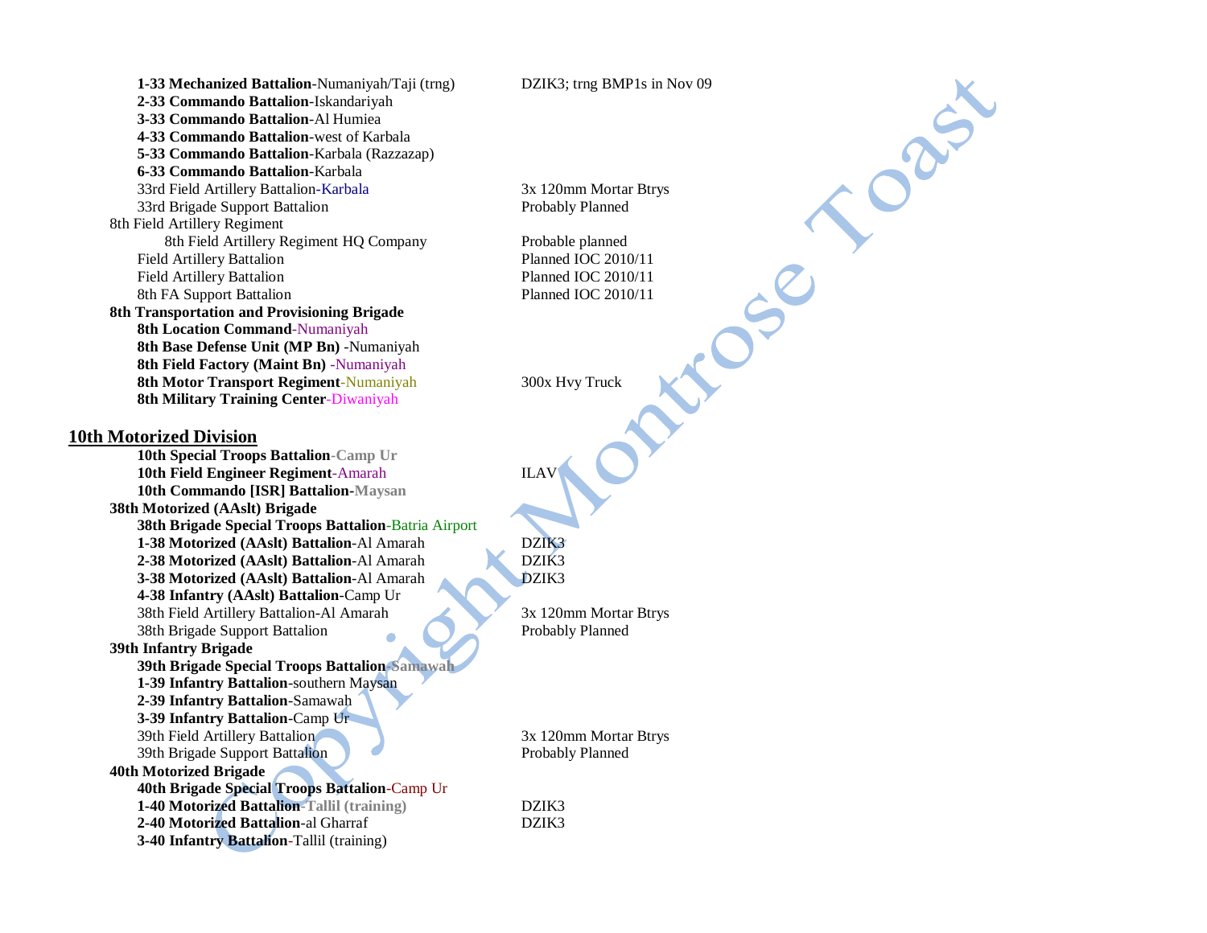**1-33 Mechanized Battalion**-Numaniyah/Taji (trng) — DZIK3; trng BMP1s in Nov 09
**2-33 Commando Battalion**-Iskandariyah
**3-33 Commando Battalion**-Al Humiea
**4-33 Commando Battalion**-west of Karbala
**5-33 Commando Battalion**-Karbala (Razzazap)
**6-33 Commando Battalion**-Karbala
33rd Field Artillery Battalion-Karbala — 3x 120mm Mortar Btrys
33rd Brigade Support Battalion — Probably Planned

8th Field Artillery Regiment
- 8th Field Artillery Regiment HQ Company — Probable planned
- Field Artillery Battalion — Planned IOC 2010/11
- Field Artillery Battalion — Planned IOC 2010/11
- 8th FA Support Battalion — Planned IOC 2010/11

**8th Transportation and Provisioning Brigade**
- **8th Location Command**-Numaniyah
- **8th Base Defense Unit (MP Bn)** -Numaniyah
- **8th Field Factory (Maint Bn)** -Numaniyah
- **8th Motor Transport Regiment**-Numaniyah — 300x Hvy Truck
- **8th Military Training Center**-Diwaniyah

## 10th Motorized Division

**10th Special Troops Battalion-Camp Ur**
**10th Field Engineer Regiment**-Amarah — ILAV
**10th Commando [ISR] Battalion-Maysan**

**38th Motorized (AAslt) Brigade**
- **38th Brigade Special Troops Battalion**-Batria Airport
- **1-38 Motorized (AAslt) Battalion**-Al Amarah — DZIK3
- **2-38 Motorized (AAslt) Battalion**-Al Amarah — DZIK3
- **3-38 Motorized (AAslt) Battalion**-Al Amarah — DZIK3
- **4-38 Infantry (AAslt) Battalion**-Camp Ur
- 38th Field Artillery Battalion-Al Amarah — 3x 120mm Mortar Btrys
- 38th Brigade Support Battalion — Probably Planned

**39th Infantry Brigade**
- **39th Brigade Special Troops Battalion-Samawah**
- **1-39 Infantry Battalion**-southern Maysan
- **2-39 Infantry Battalion**-Samawah
- **3-39 Infantry Battalion**-Camp Ur
- 39th Field Artillery Battalion — 3x 120mm Mortar Btrys
- 39th Brigade Support Battalion — Probably Planned

**40th Motorized Brigade**
- **40th Brigade Special Troops Battalion**-Camp Ur
- **1-40 Motorized Battalion-Tallil (training)** — DZIK3
- **2-40 Motorized Battalion**-al Gharraf — DZIK3
- **3-40 Infantry Battalion**-Tallil (training)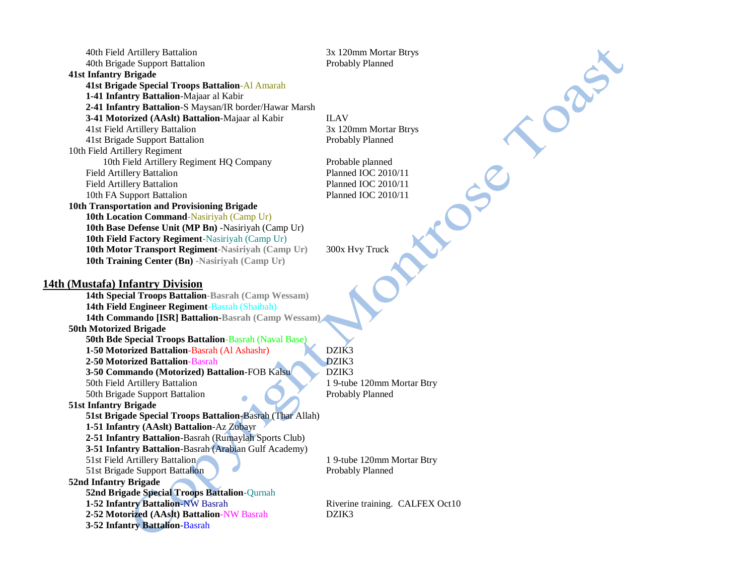40th Field Artillery Battalion — 3x 120mm Mortar Btrys
40th Brigade Support Battalion — Probably Planned

**41st Infantry Brigade**

- **41st Brigade Special Troops Battalion**-Al Amarah
- **1-41 Infantry Battalion**-Majaar al Kabir
- **2-41 Infantry Battalion**-S Maysan/IR border/Hawar Marsh
- **3-41 Motorized (AAslt) Battalion**-Majaar al Kabir — ILAV
- 41st Field Artillery Battalion — 3x 120mm Mortar Btrys
- 41st Brigade Support Battalion — Probably Planned

10th Field Artillery Regiment

- 10th Field Artillery Regiment HQ Company — Probable planned
- Field Artillery Battalion — Planned IOC 2010/11
- Field Artillery Battalion — Planned IOC 2010/11
- 10th FA Support Battalion — Planned IOC 2010/11

**10th Transportation and Provisioning Brigade**

- **10th Location Command**-Nasiriyah (Camp Ur)
- **10th Base Defense Unit (MP Bn)** -Nasiriyah (Camp Ur)
- **10th Field Factory Regiment**-Nasiriyah (Camp Ur)
- **10th Motor Transport Regiment**-**Nasiriyah (Camp Ur)** — 300x Hvy Truck
- **10th Training Center (Bn)** -**Nasiriyah (Camp Ur)**

## 14th (Mustafa) Infantry Division

- **14th Special Troops Battalion**-**Basrah (Camp Wessam)**
- **14th Field Engineer Regiment**-Basrah (Shaibah)
- **14th Commando [ISR] Battalion**-**Basrah (Camp Wessam)**

**50th Motorized Brigade**

- **50th Bde Special Troops Battalion**-Basrah (Naval Base)
- **1-50 Motorized Battalion**-Basrah (Al Ashashr) — DZIK3
- **2-50 Motorized Battalion**-Basrah — DZIK3
- **3-50 Commando (Motorized) Battalion**-FOB Kalsu — DZIK3
- 50th Field Artillery Battalion — 1 9-tube 120mm Mortar Btry
- 50th Brigade Support Battalion — Probably Planned

**51st Infantry Brigade**

- **51st Brigade Special Troops Battalion**-Basrah (Thar Allah)
- **1-51 Infantry (AAslt) Battalion**-Az Zubayr
- **2-51 Infantry Battalion**-Basrah (Rumaylah Sports Club)
- **3-51 Infantry Battalion**-Basrah (Arabian Gulf Academy)
- 51st Field Artillery Battalion — 1 9-tube 120mm Mortar Btry
- 51st Brigade Support Battalion — Probably Planned

**52nd Infantry Brigade**

- **52nd Brigade Special Troops Battalion**-Qurnah
- **1-52 Infantry Battalion**-NW Basrah — Riverine training. CALFEX Oct10
- **2-52 Motorized (AAslt) Battalion**-NW Basrah — DZIK3
- **3-52 Infantry Battalion**-Basrah

Copyright Montrose Toast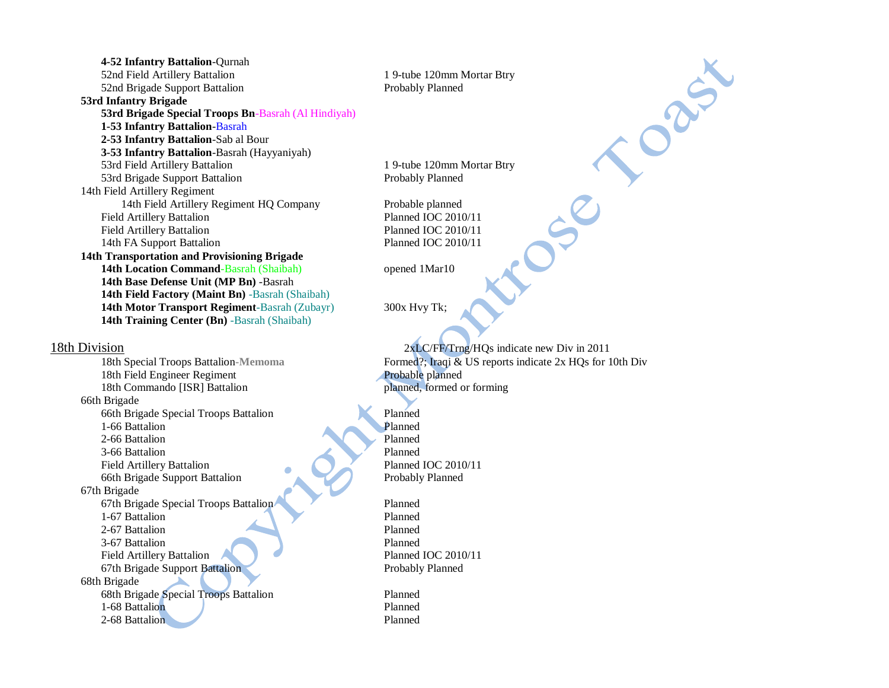**4-52 Infantry Battalion**-Qurnah

| | |
|---|---|
| 52nd Field Artillery Battalion | 1 9-tube 120mm Mortar Btry |
| 52nd Brigade Support Battalion | Probably Planned |

**53rd Infantry Brigade**

| | |
|---|---|
| **53rd Brigade Special Troops Bn**-Basrah (Al Hindiyah) | |
| **1-53 Infantry Battalion**-Basrah | |
| **2-53 Infantry Battalion**-Sab al Bour | |
| **3-53 Infantry Battalion**-Basrah (Hayyaniyah) | |
| 53rd Field Artillery Battalion | 1 9-tube 120mm Mortar Btry |
| 53rd Brigade Support Battalion | Probably Planned |

14th Field Artillery Regiment

| | |
|---|---|
| 14th Field Artillery Regiment HQ Company | Probable planned |
| Field Artillery Battalion | Planned IOC 2010/11 |
| Field Artillery Battalion | Planned IOC 2010/11 |
| 14th FA Support Battalion | Planned IOC 2010/11 |

**14th Transportation and Provisioning Brigade**

| | |
|---|---|
| **14th Location Command**-Basrah (Shaibah) | opened 1Mar10 |
| **14th Base Defense Unit (MP Bn)** -Basrah | |
| **14th Field Factory (Maint Bn)** -Basrah (Shaibah) | |
| **14th Motor Transport Regiment**-Basrah (Zubayr) | 300x Hvy Tk; |
| **14th Training Center (Bn)** -Basrah (Shaibah) | |

## 18th Division

2xLC/FF/Trng/HQs indicate new Div in 2011

| | |
|---|---|
| 18th Special Troops Battalion-**Memoma** | Formed?; Iraqi & US reports indicate 2x HQs for 10th Div |
| 18th Field Engineer Regiment | Probable planned |
| 18th Commando [ISR] Battalion | planned, formed or forming |

66th Brigade

| | |
|---|---|
| 66th Brigade Special Troops Battalion | Planned |
| 1-66 Battalion | Planned |
| 2-66 Battalion | Planned |
| 3-66 Battalion | Planned |
| Field Artillery Battalion | Planned IOC 2010/11 |
| 66th Brigade Support Battalion | Probably Planned |

67th Brigade

| | |
|---|---|
| 67th Brigade Special Troops Battalion | Planned |
| 1-67 Battalion | Planned |
| 2-67 Battalion | Planned |
| 3-67 Battalion | Planned |
| Field Artillery Battalion | Planned IOC 2010/11 |
| 67th Brigade Support Battalion | Probably Planned |

68th Brigade

| | |
|---|---|
| 68th Brigade Special Troops Battalion | Planned |
| 1-68 Battalion | Planned |
| 2-68 Battalion | Planned |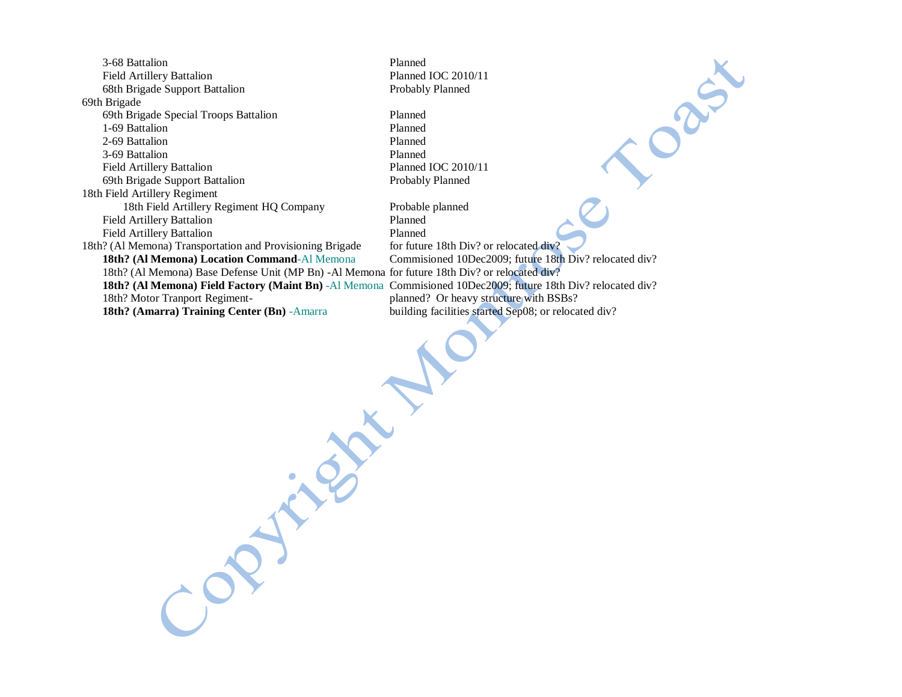| | |
|---|---|
| 3-68 Battalion | Planned |
| Field Artillery Battalion | Planned IOC 2010/11 |
| 68th Brigade Support Battalion | Probably Planned |
| 69th Brigade | |
| 69th Brigade Special Troops Battalion | Planned |
| 1-69 Battalion | Planned |
| 2-69 Battalion | Planned |
| 3-69 Battalion | Planned |
| Field Artillery Battalion | Planned IOC 2010/11 |
| 69th Brigade Support Battalion | Probably Planned |
| 18th Field Artillery Regiment | |
| 18th Field Artillery Regiment HQ Company | Probable planned |
| Field Artillery Battalion | Planned |
| Field Artillery Battalion | Planned |
| 18th? (Al Memona) Transportation and Provisioning Brigade | for future 18th Div? or relocated div? |
| **18th? (Al Memona) Location Command**-Al Memona | Commisioned 10Dec2009; future 18th Div? relocated div? |
| 18th? (Al Memona) Base Defense Unit (MP Bn) -Al Memona | for future 18th Div? or relocated div? |
| **18th? (Al Memona) Field Factory (Maint Bn)** -Al Memona | Commisioned 10Dec2009; future 18th Div? relocated div? |
| 18th? Motor Tranport Regiment- | planned? Or heavy structure with BSBs? |
| **18th? (Amarra) Training Center (Bn)** -Amarra | building facilities started Sep08; or relocated div? |